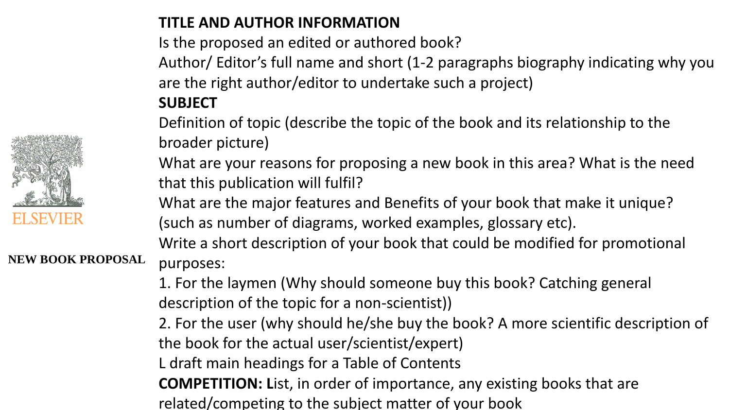ELSEVIER

NEW BOOK PROPOSAL

**TITLE AND AUTHOR INFORMATION**

Is the proposed an edited or authored book?

Author/ Editor's full name and short (1-2 paragraphs biography indicating why you are the right author/editor to undertake such a project)

**SUBJECT**

Definition of topic (describe the topic of the book and its relationship to the broader picture)

What are your reasons for proposing a new book in this area? What is the need that this publication will fulfil?

What are the major features and Benefits of your book that make it unique? (such as number of diagrams, worked examples, glossary etc).

Write a short description of your book that could be modified for promotional purposes:

1. For the laymen (Why should someone buy this book? Catching general description of the topic for a non-scientist))
2. For the user (why should he/she buy the book? A more scientific description of the book for the actual user/scientist/expert)

L draft main headings for a Table of Contents

**COMPETITION: L**ist, in order of importance, any existing books that are related/competing to the subject matter of your book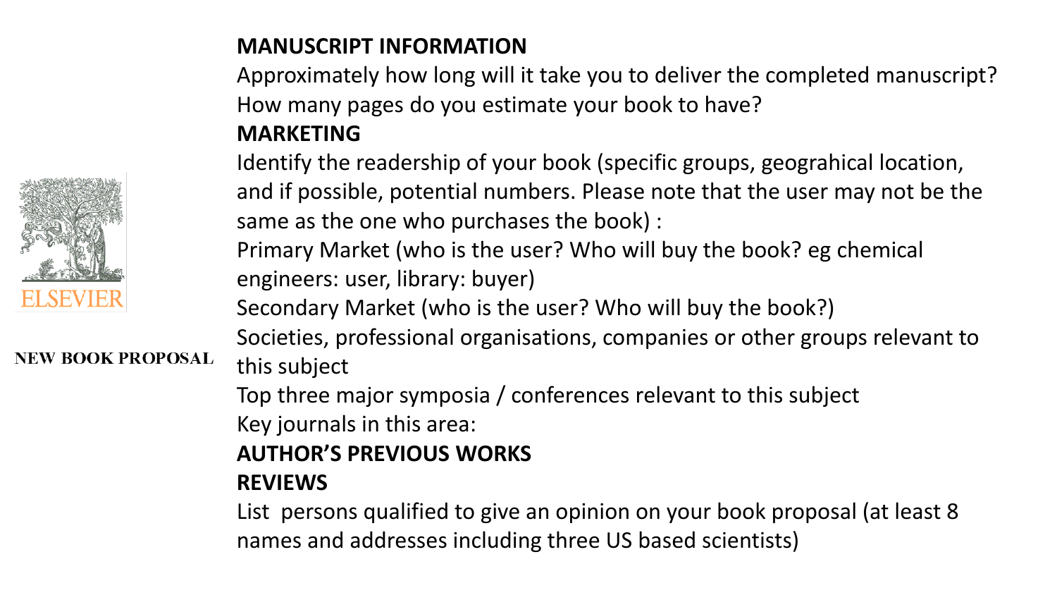NEW BOOK PROPOSAL

## MANUSCRIPT INFORMATION

Approximately how long will it take you to deliver the completed manuscript?

How many pages do you estimate your book to have?

## MARKETING

Identify the readership of your book (specific groups, geograhical location, and if possible, potential numbers. Please note that the user may not be the same as the one who purchases the book) :

Primary Market (who is the user? Who will buy the book? eg chemical engineers: user, library: buyer)

Secondary Market (who is the user? Who will buy the book?)

Societies, professional organisations, companies or other groups relevant to this subject

Top three major symposia / conferences relevant to this subject

Key journals in this area:

## AUTHOR'S PREVIOUS WORKS

## REVIEWS

List persons qualified to give an opinion on your book proposal (at least 8 names and addresses including three US based scientists)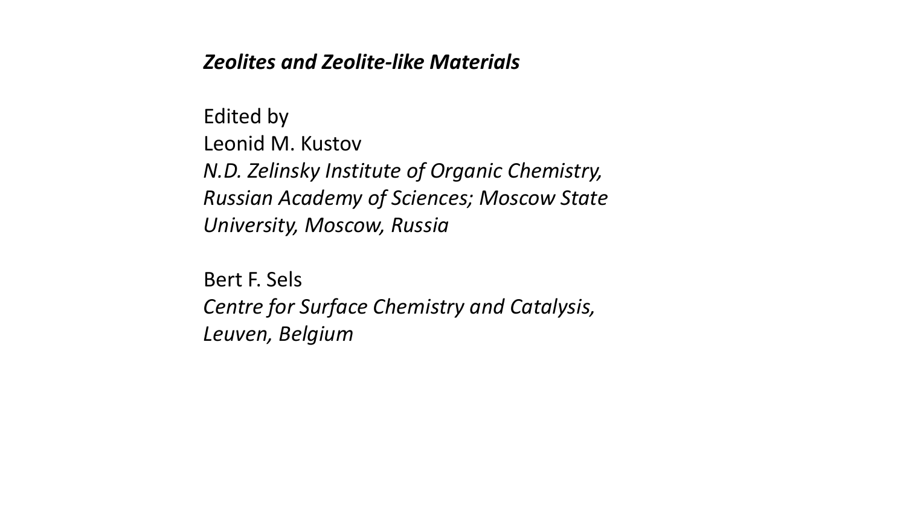***Zeolites and Zeolite-like Materials***

Edited by
Leonid M. Kustov
*N.D. Zelinsky Institute of Organic Chemistry, Russian Academy of Sciences; Moscow State University, Moscow, Russia*

Bert F. Sels
*Centre for Surface Chemistry and Catalysis, Leuven, Belgium*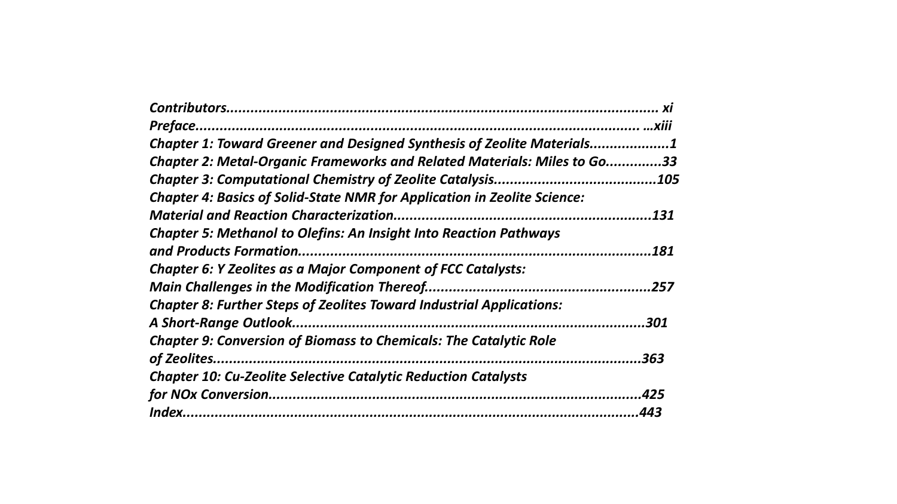*Contributors............................................................................................... xi*
*Preface................................................................................................... …xiii*
*Chapter 1: Toward Greener and Designed Synthesis of Zeolite Materials...................1*
*Chapter 2: Metal-Organic Frameworks and Related Materials: Miles to Go.............33*
*Chapter 3: Computational Chemistry of Zeolite Catalysis........................................105*
*Chapter 4: Basics of Solid-State NMR for Application in Zeolite Science:*
*Material and Reaction Characterization................................................................131*
*Chapter 5: Methanol to Olefins: An Insight Into Reaction Pathways*
*and Products Formation.......................................................................................181*
*Chapter 6: Y Zeolites as a Major Component of FCC Catalysts:*
*Main Challenges in the Modification Thereof........................................................257*
*Chapter 8: Further Steps of Zeolites Toward Industrial Applications:*
*A Short-Range Outlook.........................................................................................301*
*Chapter 9: Conversion of Biomass to Chemicals: The Catalytic Role*
*of Zeolites............................................................................................................363*
*Chapter 10: Cu-Zeolite Selective Catalytic Reduction Catalysts*
*for NOx Conversion..............................................................................................425*
*Index...................................................................................................................443*